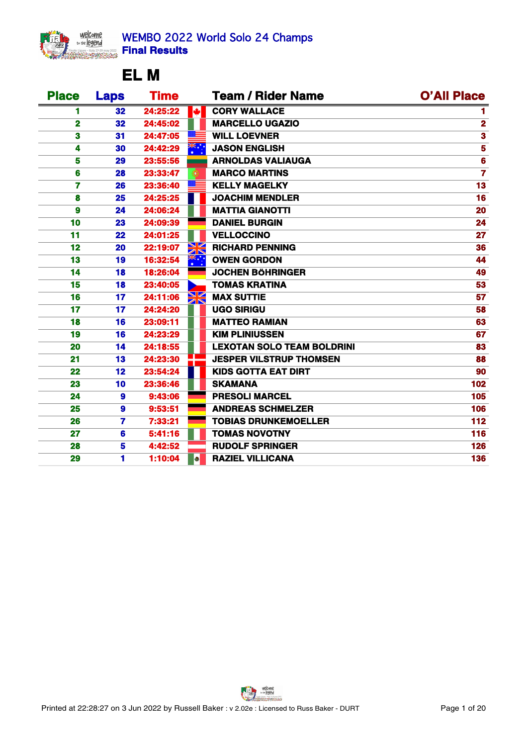# WEMBO 2022 World Solo 24 Champs

## Final Results

## EL M

| Place | Laps | Time | Team / Rider Name | O'All Place |
|---|---|---|---|---|
| 1 | 32 | 24:25:22 | CORY WALLACE | 1 |
| 2 | 32 | 24:45:02 | MARCELLO UGAZIO | 2 |
| 3 | 31 | 24:47:05 | WILL LOEVNER | 3 |
| 4 | 30 | 24:42:29 | JASON ENGLISH | 5 |
| 5 | 29 | 23:55:56 | ARNOLDAS VALIAUGA | 6 |
| 6 | 28 | 23:33:47 | MARCO MARTINS | 7 |
| 7 | 26 | 23:36:40 | KELLY MAGELKY | 13 |
| 8 | 25 | 24:25:25 | JOACHIM MENDLER | 16 |
| 9 | 24 | 24:06:24 | MATTIA GIANOTTI | 20 |
| 10 | 23 | 24:09:39 | DANIEL BURGIN | 24 |
| 11 | 22 | 24:01:25 | VELLOCCINO | 27 |
| 12 | 20 | 22:19:07 | RICHARD PENNING | 36 |
| 13 | 19 | 16:32:54 | OWEN GORDON | 44 |
| 14 | 18 | 18:26:04 | JOCHEN BÖHRINGER | 49 |
| 15 | 18 | 23:40:05 | TOMAS KRATINA | 53 |
| 16 | 17 | 24:11:06 | MAX SUTTIE | 57 |
| 17 | 17 | 24:24:20 | UGO SIRIGU | 58 |
| 18 | 16 | 23:09:11 | MATTEO RAMIAN | 63 |
| 19 | 16 | 24:23:29 | KIM PLINIUSSEN | 67 |
| 20 | 14 | 24:18:55 | LEXOTAN SOLO TEAM BOLDRINI | 83 |
| 21 | 13 | 24:23:30 | JESPER VILSTRUP THOMSEN | 88 |
| 22 | 12 | 23:54:24 | KIDS GOTTA EAT DIRT | 90 |
| 23 | 10 | 23:36:46 | SKAMANA | 102 |
| 24 | 9 | 9:43:06 | PRESOLI MARCEL | 105 |
| 25 | 9 | 9:53:51 | ANDREAS SCHMELZER | 106 |
| 26 | 7 | 7:33:21 | TOBIAS DRUNKEMOELLER | 112 |
| 27 | 6 | 5:41:16 | TOMAS NOVOTNY | 116 |
| 28 | 5 | 4:42:52 | RUDOLF SPRINGER | 126 |
| 29 | 1 | 1:10:04 | RAZIEL VILLICANA | 136 |

Printed at 22:28:27 on 3 Jun 2022 by Russell Baker : v 2.02e : Licensed to Russ Baker - DURT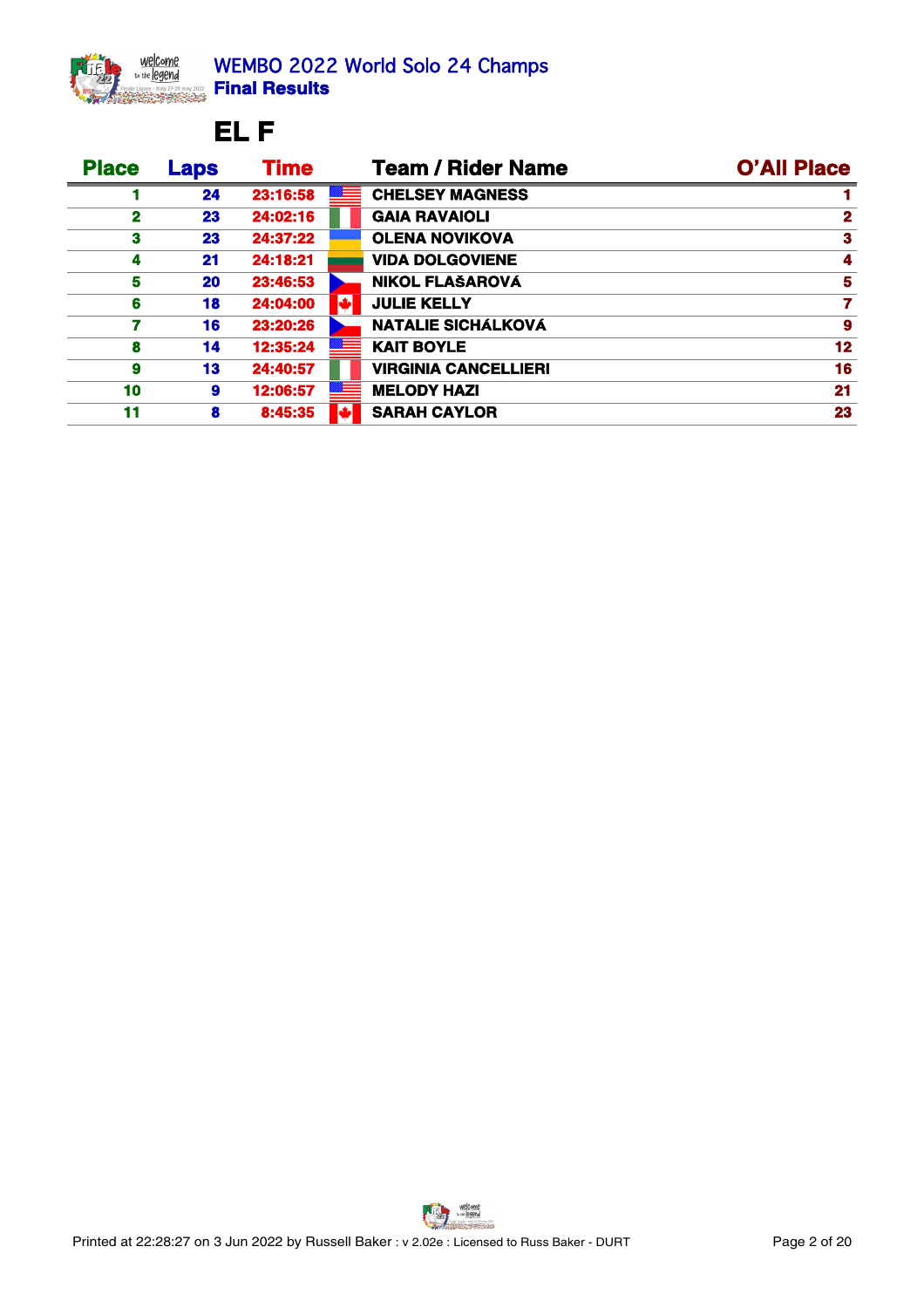# WEMBO 2022 World Solo 24 Champs

**Final Results**

## EL F

| Place | Laps | Time | | Team / Rider Name | O'All Place |
|---|---|---|---|---|---|
| 1 | 24 | 23:16:58 | | CHELSEY MAGNESS | 1 |
| 2 | 23 | 24:02:16 | | GAIA RAVAIOLI | 2 |
| 3 | 23 | 24:37:22 | | OLENA NOVIKOVA | 3 |
| 4 | 21 | 24:18:21 | | VIDA DOLGOVIENE | 4 |
| 5 | 20 | 23:46:53 | | NIKOL FLAŠAROVÁ | 5 |
| 6 | 18 | 24:04:00 | | JULIE KELLY | 7 |
| 7 | 16 | 23:20:26 | | NATALIE SICHÁLKOVÁ | 9 |
| 8 | 14 | 12:35:24 | | KAIT BOYLE | 12 |
| 9 | 13 | 24:40:57 | | VIRGINIA CANCELLIERI | 16 |
| 10 | 9 | 12:06:57 | | MELODY HAZI | 21 |
| 11 | 8 | 8:45:35 | | SARAH CAYLOR | 23 |

Printed at 22:28:27 on 3 Jun 2022 by Russell Baker : v 2.02e : Licensed to Russ Baker - DURT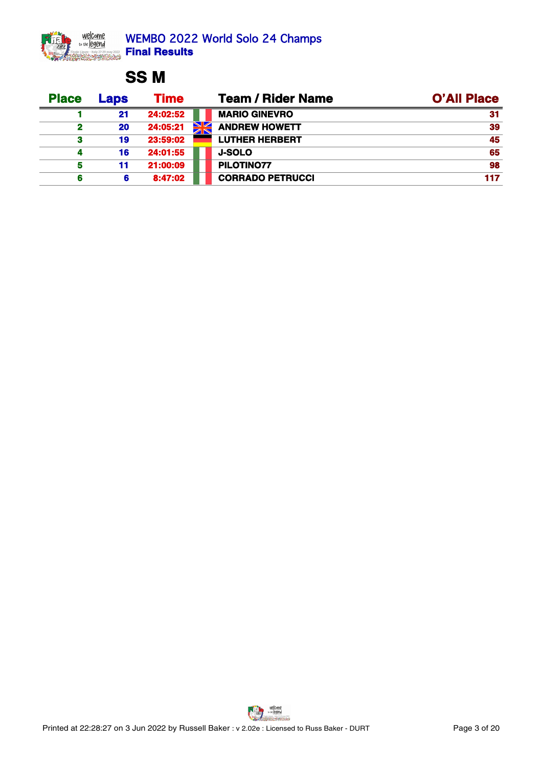# WEMBO 2022 World Solo 24 Champs
**Final Results**

## SS M

| Place | Laps | Time | Team / Rider Name | O'All Place |
|---|---|---|---|---|
| 1 | 21 | 24:02:52 | MARIO GINEVRO | 31 |
| 2 | 20 | 24:05:21 | ANDREW HOWETT | 39 |
| 3 | 19 | 23:59:02 | LUTHER HERBERT | 45 |
| 4 | 16 | 24:01:55 | J-SOLO | 65 |
| 5 | 11 | 21:00:09 | PILOTINO77 | 98 |
| 6 | 6 | 8:47:02 | CORRADO PETRUCCI | 117 |

Printed at 22:28:27 on 3 Jun 2022 by Russell Baker : v 2.02e : Licensed to Russ Baker - DURT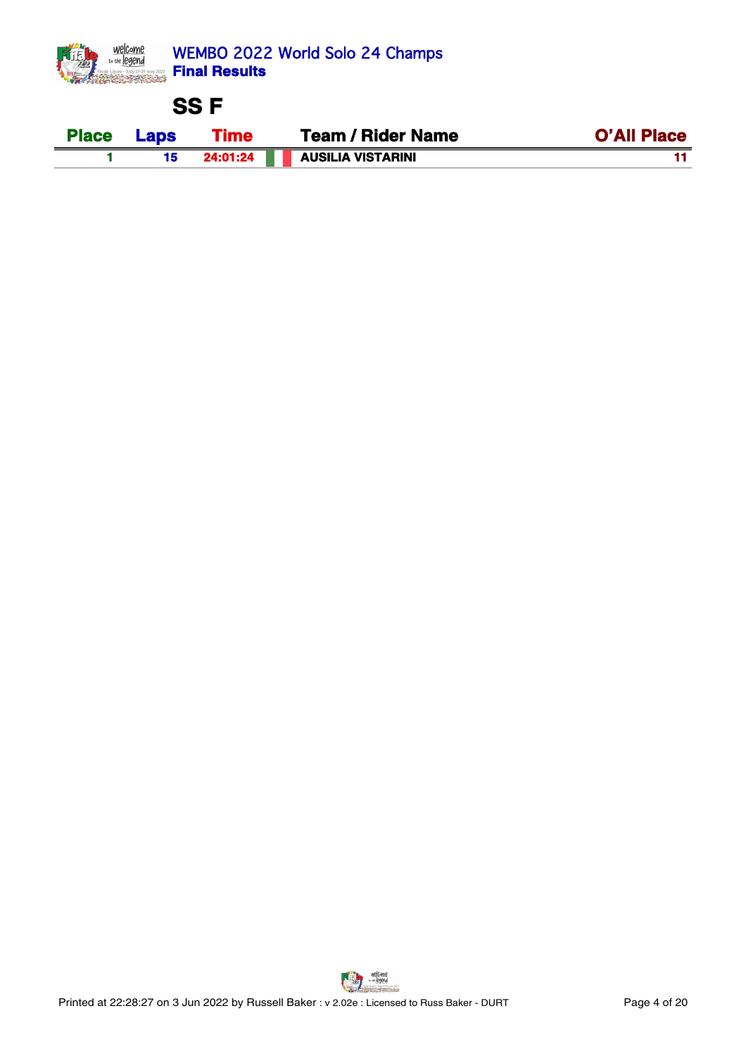# WEMBO 2022 World Solo 24 Champs

**Final Results**

## SS F

| Place | Laps | Time | Team / Rider Name | O'All Place |
|---|---|---|---|---|
| 1 | 15 | 24:01:24 | AUSILIA VISTARINI | 11 |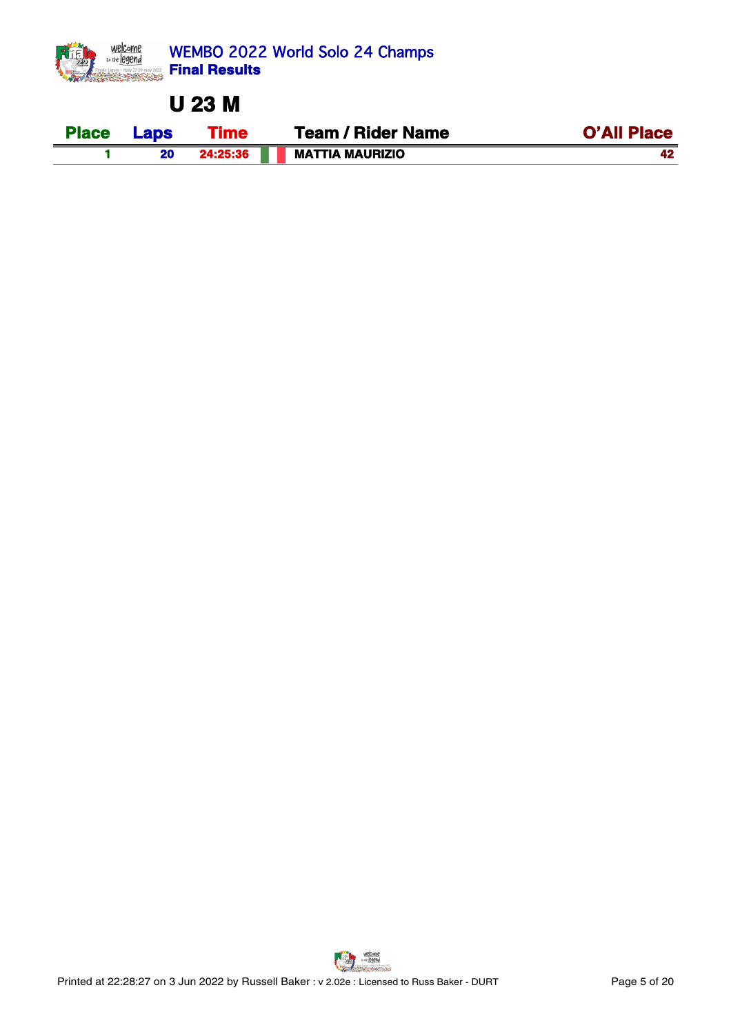WEMBO 2022 World Solo 24 Champs
**Final Results**

## U 23 M

| Place | Laps | Time | Team / Rider Name | O'All Place |
|---|---|---|---|---|
| 1 | 20 | 24:25:36 | MATTIA MAURIZIO | 42 |

Printed at 22:28:27 on 3 Jun 2022 by Russell Baker : v 2.02e : Licensed to Russ Baker - DURT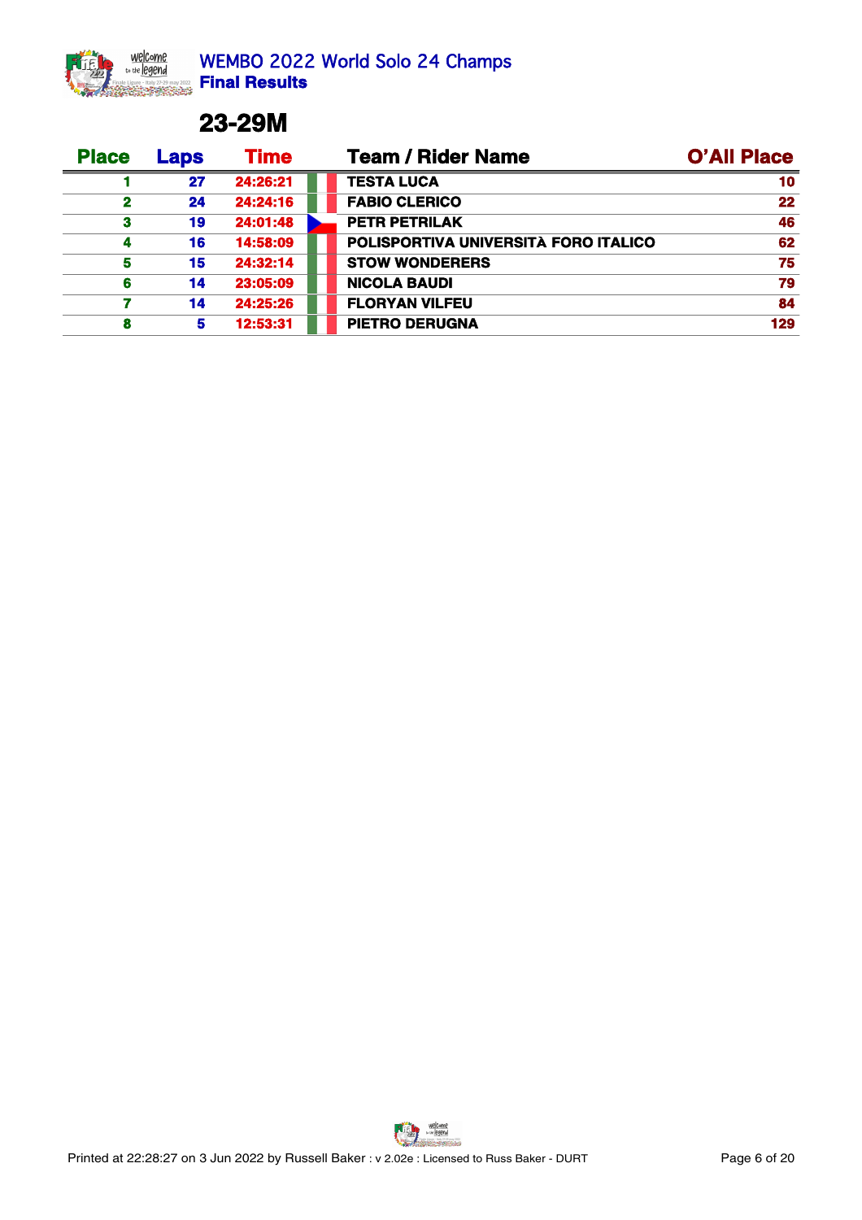# WEMBO 2022 World Solo 24 Champs

**Final Results**

## 23-29M

| Place | Laps | Time | Team / Rider Name | O'All Place |
|---|---|---|---|---|
| 1 | 27 | 24:26:21 | TESTA LUCA | 10 |
| 2 | 24 | 24:24:16 | FABIO CLERICO | 22 |
| 3 | 19 | 24:01:48 | PETR PETRILAK | 46 |
| 4 | 16 | 14:58:09 | POLISPORTIVA UNIVERSITÀ FORO ITALICO | 62 |
| 5 | 15 | 24:32:14 | STOW WONDERERS | 75 |
| 6 | 14 | 23:05:09 | NICOLA BAUDI | 79 |
| 7 | 14 | 24:25:26 | FLORYAN VILFEU | 84 |
| 8 | 5 | 12:53:31 | PIETRO DERUGNA | 129 |

Printed at 22:28:27 on 3 Jun 2022 by Russell Baker : v 2.02e : Licensed to Russ Baker - DURT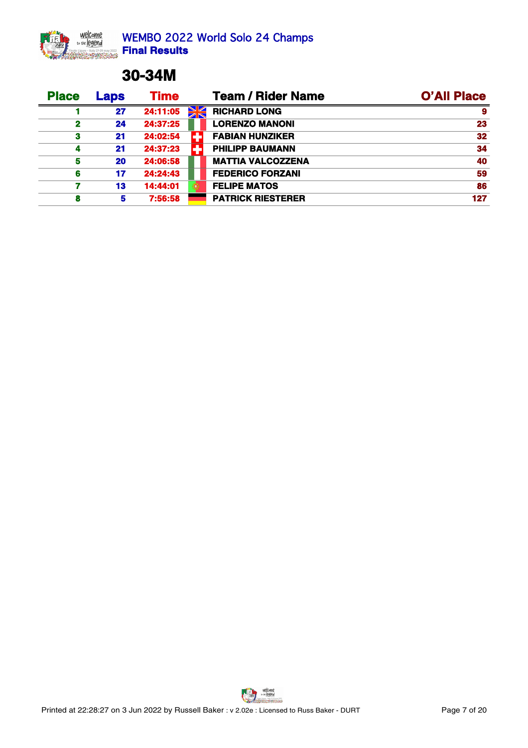# 30-34M

| Place | Laps | Time | | Team / Rider Name | O'All Place |
|---|---|---|---|---|---|
| 1 | 27 | 24:11:05 | | RICHARD LONG | 9 |
| 2 | 24 | 24:37:25 | | LORENZO MANONI | 23 |
| 3 | 21 | 24:02:54 | | FABIAN HUNZIKER | 32 |
| 4 | 21 | 24:37:23 | | PHILIPP BAUMANN | 34 |
| 5 | 20 | 24:06:58 | | MATTIA VALCOZZENA | 40 |
| 6 | 17 | 24:24:43 | | FEDERICO FORZANI | 59 |
| 7 | 13 | 14:44:01 | | FELIPE MATOS | 86 |
| 8 | 5 | 7:56:58 | | PATRICK RIESTERER | 127 |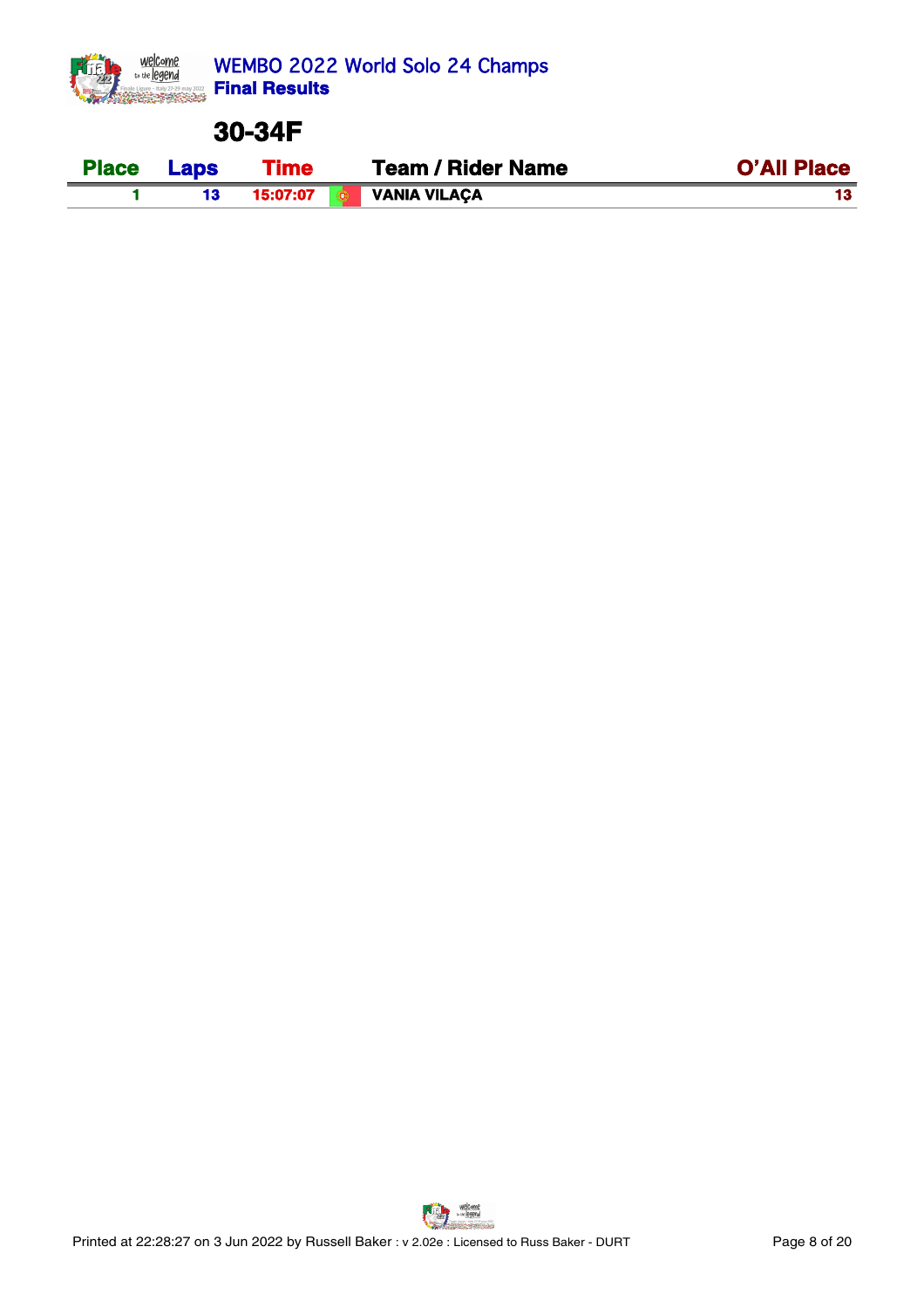WEMBO 2022 World Solo 24 Champs
**Final Results**

## 30-34F

| Place | Laps | Time | Team / Rider Name | O'All Place |
|---|---|---|---|---|
| 1 | 13 | 15:07:07 | VANIA VILAÇA | 13 |

Printed at 22:28:27 on 3 Jun 2022 by Russell Baker : v 2.02e : Licensed to Russ Baker - DURT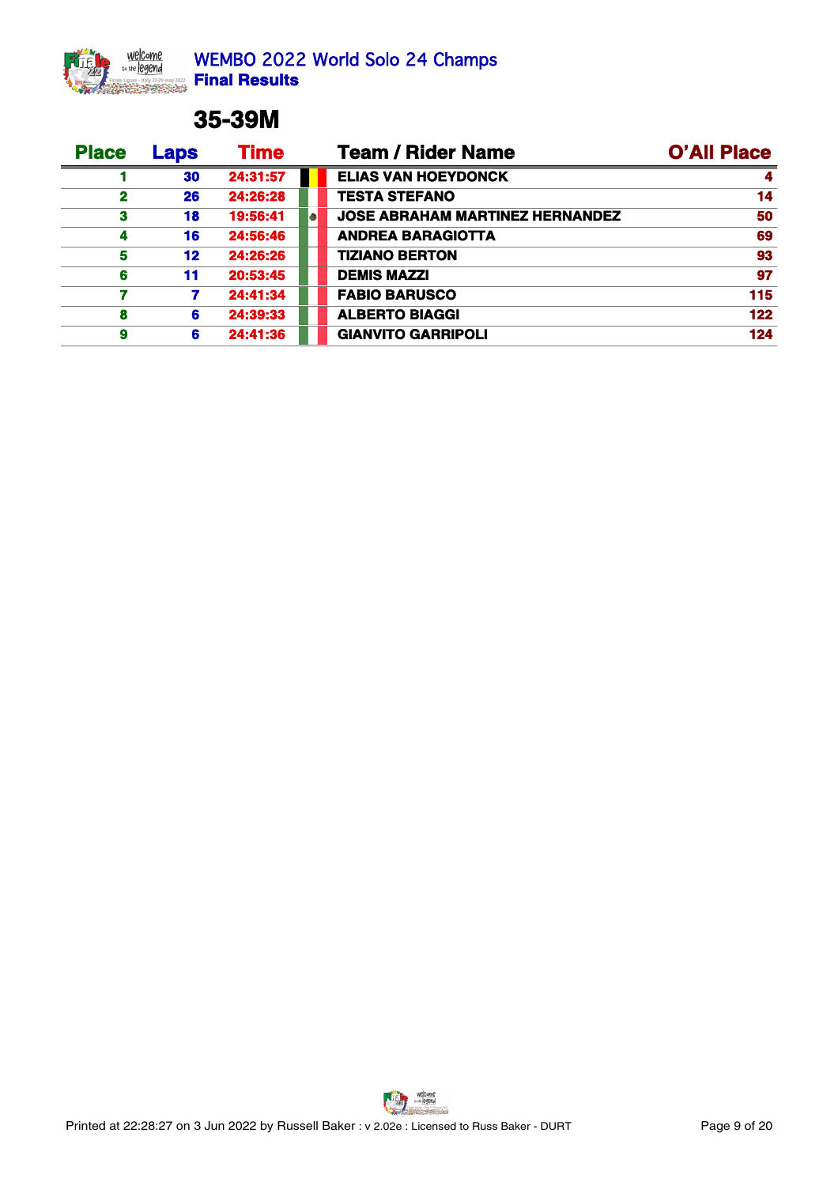# WEMBO 2022 World Solo 24 Champs

**Final Results**

## 35-39M

| Place | Laps | Time | | Team / Rider Name | O'All Place |
|---|---|---|---|---|---|
| 1 | 30 | 24:31:57 | | ELIAS VAN HOEYDONCK | 4 |
| 2 | 26 | 24:26:28 | | TESTA STEFANO | 14 |
| 3 | 18 | 19:56:41 | | JOSE ABRAHAM MARTINEZ HERNANDEZ | 50 |
| 4 | 16 | 24:56:46 | | ANDREA BARAGIOTTA | 69 |
| 5 | 12 | 24:26:26 | | TIZIANO BERTON | 93 |
| 6 | 11 | 20:53:45 | | DEMIS MAZZI | 97 |
| 7 | 7 | 24:41:34 | | FABIO BARUSCO | 115 |
| 8 | 6 | 24:39:33 | | ALBERTO BIAGGI | 122 |
| 9 | 6 | 24:41:36 | | GIANVITO GARRIPOLI | 124 |

Printed at 22:28:27 on 3 Jun 2022 by Russell Baker : v 2.02e : Licensed to Russ Baker - DURT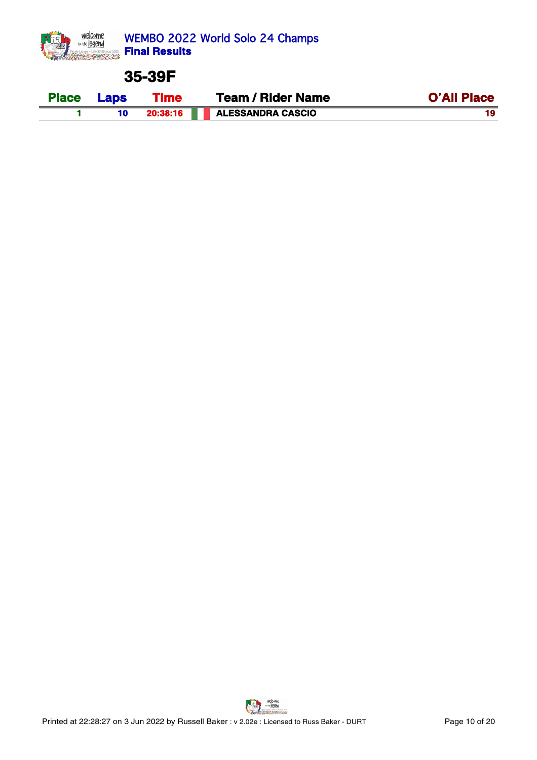WEMBO 2022 World Solo 24 Champs
**Final Results**

## 35-39F

| Place | Laps | Time | Team / Rider Name | O'All Place |
|---|---|---|---|---|
| 1 | 10 | 20:38:16 | ALESSANDRA CASCIO | 19 |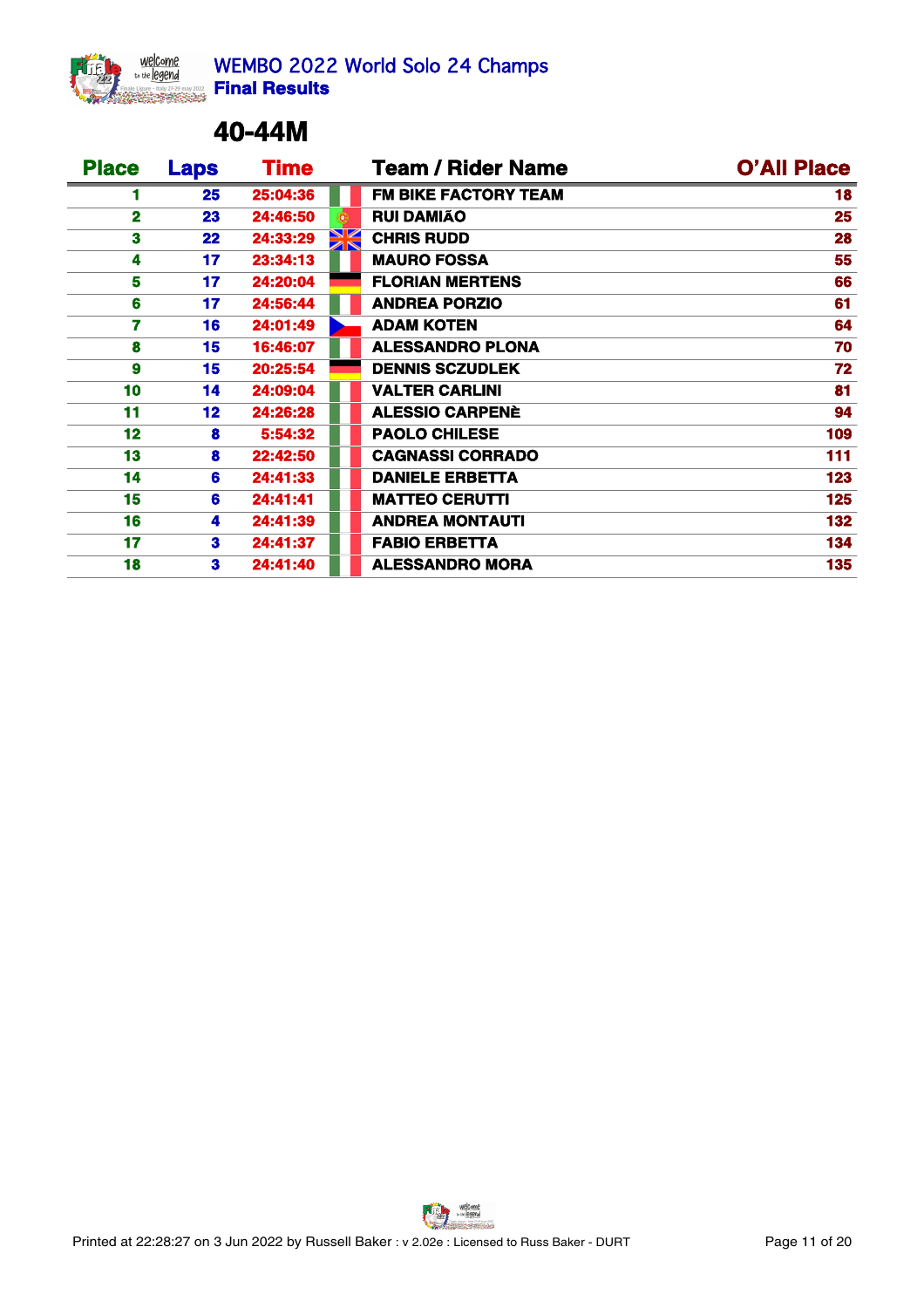# WEMBO 2022 World Solo 24 Champs

**Final Results**

## 40-44M

| Place | Laps | Time | | Team / Rider Name | O'All Place |
|---|---|---|---|---|---|
| 1 | 25 | 25:04:36 | | FM BIKE FACTORY TEAM | 18 |
| 2 | 23 | 24:46:50 | | RUI DAMIÃO | 25 |
| 3 | 22 | 24:33:29 | | CHRIS RUDD | 28 |
| 4 | 17 | 23:34:13 | | MAURO FOSSA | 55 |
| 5 | 17 | 24:20:04 | | FLORIAN MERTENS | 66 |
| 6 | 17 | 24:56:44 | | ANDREA PORZIO | 61 |
| 7 | 16 | 24:01:49 | | ADAM KOTEN | 64 |
| 8 | 15 | 16:46:07 | | ALESSANDRO PLONA | 70 |
| 9 | 15 | 20:25:54 | | DENNIS SCZUDLEK | 72 |
| 10 | 14 | 24:09:04 | | VALTER CARLINI | 81 |
| 11 | 12 | 24:26:28 | | ALESSIO CARPENÈ | 94 |
| 12 | 8 | 5:54:32 | | PAOLO CHILESE | 109 |
| 13 | 8 | 22:42:50 | | CAGNASSI CORRADO | 111 |
| 14 | 6 | 24:41:33 | | DANIELE ERBETTA | 123 |
| 15 | 6 | 24:41:41 | | MATTEO CERUTTI | 125 |
| 16 | 4 | 24:41:39 | | ANDREA MONTAUTI | 132 |
| 17 | 3 | 24:41:37 | | FABIO ERBETTA | 134 |
| 18 | 3 | 24:41:40 | | ALESSANDRO MORA | 135 |

Printed at 22:28:27 on 3 Jun 2022 by Russell Baker : v 2.02e : Licensed to Russ Baker - DURT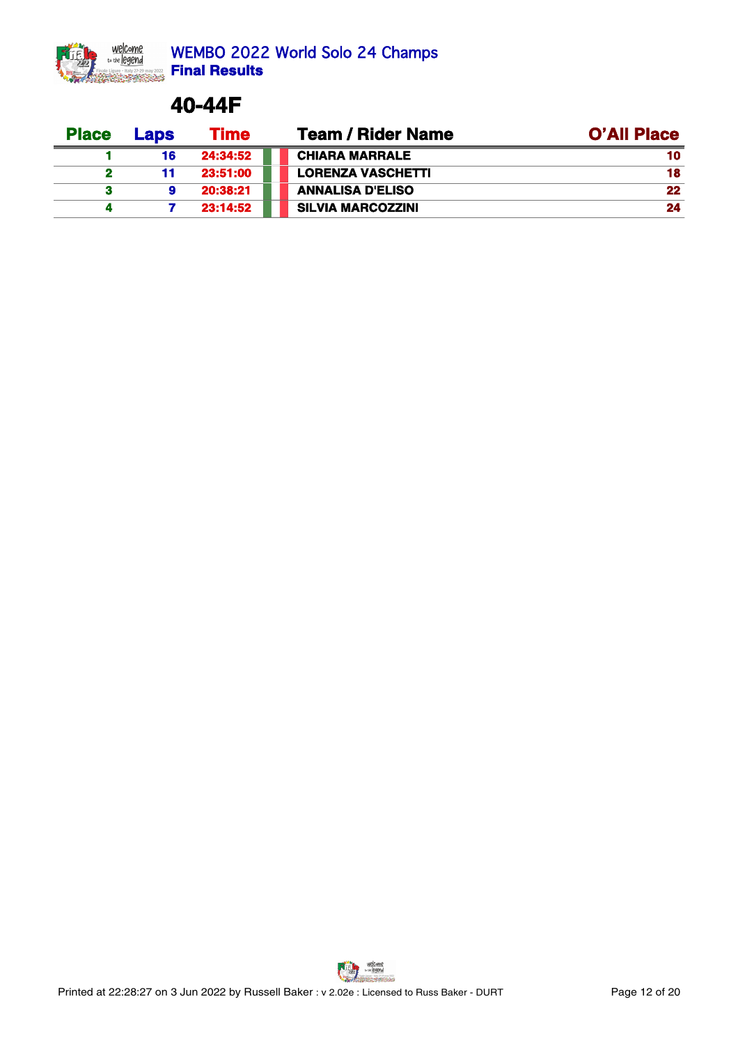## WEMBO 2022 World Solo 24 Champs

**Final Results**

# 40-44F

| Place | Laps | Time | Team / Rider Name | O'All Place |
|---|---|---|---|---|
| 1 | 16 | 24:34:52 | CHIARA MARRALE | 10 |
| 2 | 11 | 23:51:00 | LORENZA VASCHETTI | 18 |
| 3 | 9 | 20:38:21 | ANNALISA D'ELISO | 22 |
| 4 | 7 | 23:14:52 | SILVIA MARCOZZINI | 24 |

Printed at 22:28:27 on 3 Jun 2022 by Russell Baker : v 2.02e : Licensed to Russ Baker - DURT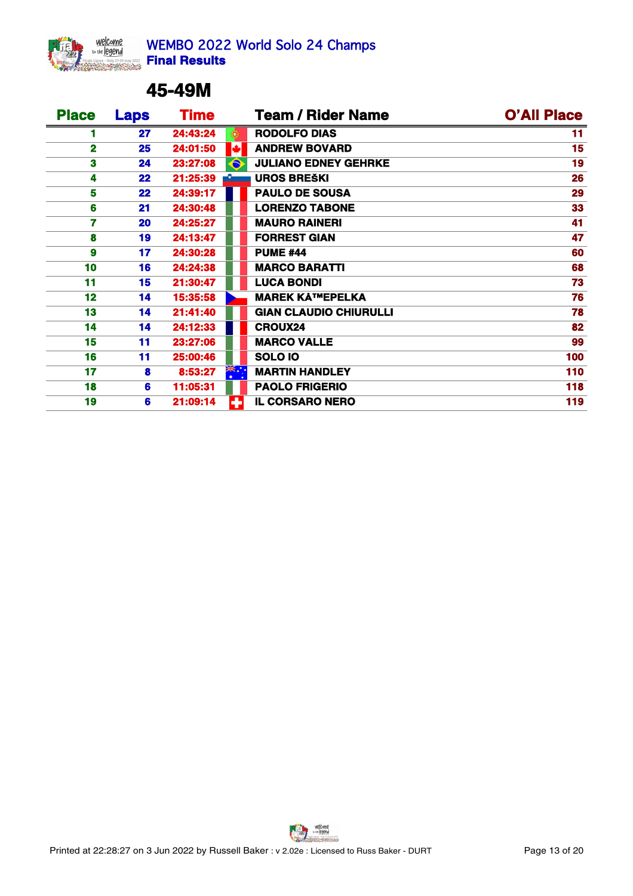# WEMBO 2022 World Solo 24 Champs
**Final Results**

## 45-49M

| Place | Laps | Time | Team / Rider Name | O'All Place |
|---|---|---|---|---|
| 1 | 27 | 24:43:24 | RODOLFO DIAS | 11 |
| 2 | 25 | 24:01:50 | ANDREW BOVARD | 15 |
| 3 | 24 | 23:27:08 | JULIANO EDNEY GEHRKE | 19 |
| 4 | 22 | 21:25:39 | UROS BREŠKI | 26 |
| 5 | 22 | 24:39:17 | PAULO DE SOUSA | 29 |
| 6 | 21 | 24:30:48 | LORENZO TABONE | 33 |
| 7 | 20 | 24:25:27 | MAURO RAINERI | 41 |
| 8 | 19 | 24:13:47 | FORREST GIAN | 47 |
| 9 | 17 | 24:30:28 | PUME #44 | 60 |
| 10 | 16 | 24:24:38 | MARCO BARATTI | 68 |
| 11 | 15 | 21:30:47 | LUCA BONDI | 73 |
| 12 | 14 | 15:35:58 | MAREK KÄ™EPELKA | 76 |
| 13 | 14 | 21:41:40 | GIAN CLAUDIO CHIURULLI | 78 |
| 14 | 14 | 24:12:33 | CROUX24 | 82 |
| 15 | 11 | 23:27:06 | MARCO VALLE | 99 |
| 16 | 11 | 25:00:46 | SOLO IO | 100 |
| 17 | 8 | 8:53:27 | MARTIN HANDLEY | 110 |
| 18 | 6 | 11:05:31 | PAOLO FRIGERIO | 118 |
| 19 | 6 | 21:09:14 | IL CORSARO NERO | 119 |

Printed at 22:28:27 on 3 Jun 2022 by Russell Baker : v 2.02e : Licensed to Russ Baker - DURT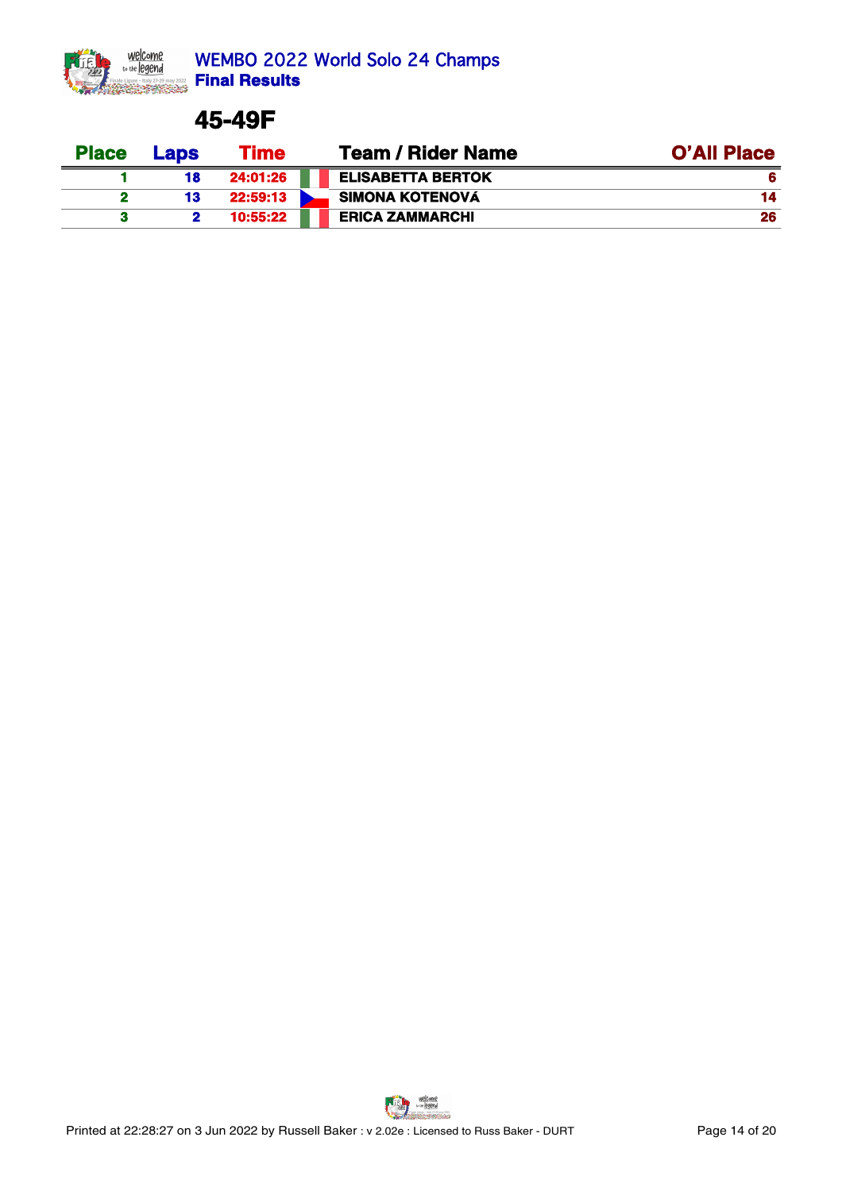WEMBO 2022 World Solo 24 Champs

**Final Results**

## 45-49F

| Place | Laps | Time | Team / Rider Name | O'All Place |
|---|---|---|---|---|
| 1 | 18 | 24:01:26 | ELISABETTA BERTOK | 6 |
| 2 | 13 | 22:59:13 | SIMONA KOTENOVÁ | 14 |
| 3 | 2 | 10:55:22 | ERICA ZAMMARCHI | 26 |

Printed at 22:28:27 on 3 Jun 2022 by Russell Baker : v 2.02e : Licensed to Russ Baker - DURT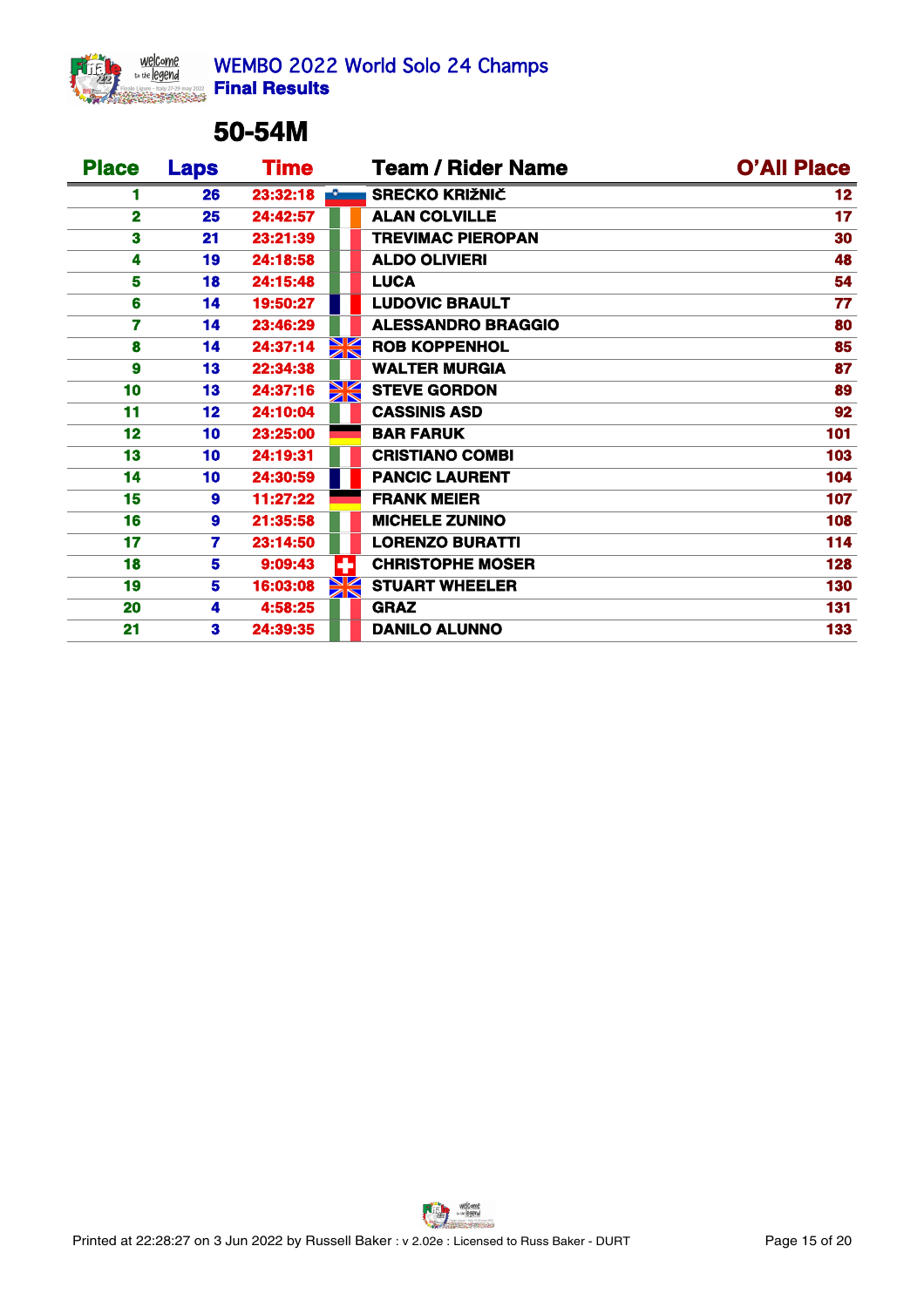# WEMBO 2022 World Solo 24 Champs

**Final Results**

## 50-54M

| Place | Laps | Time | Team / Rider Name | O'All Place |
|---|---|---|---|---|
| 1 | 26 | 23:32:18 | SRECKO KRIŽNIČ | 12 |
| 2 | 25 | 24:42:57 | ALAN COLVILLE | 17 |
| 3 | 21 | 23:21:39 | TREVIMAC PIEROPAN | 30 |
| 4 | 19 | 24:18:58 | ALDO OLIVIERI | 48 |
| 5 | 18 | 24:15:48 | LUCA | 54 |
| 6 | 14 | 19:50:27 | LUDOVIC BRAULT | 77 |
| 7 | 14 | 23:46:29 | ALESSANDRO BRAGGIO | 80 |
| 8 | 14 | 24:37:14 | ROB KOPPENHOL | 85 |
| 9 | 13 | 22:34:38 | WALTER MURGIA | 87 |
| 10 | 13 | 24:37:16 | STEVE GORDON | 89 |
| 11 | 12 | 24:10:04 | CASSINIS ASD | 92 |
| 12 | 10 | 23:25:00 | BAR FARUK | 101 |
| 13 | 10 | 24:19:31 | CRISTIANO COMBI | 103 |
| 14 | 10 | 24:30:59 | PANCIC LAURENT | 104 |
| 15 | 9 | 11:27:22 | FRANK MEIER | 107 |
| 16 | 9 | 21:35:58 | MICHELE ZUNINO | 108 |
| 17 | 7 | 23:14:50 | LORENZO BURATTI | 114 |
| 18 | 5 | 9:09:43 | CHRISTOPHE MOSER | 128 |
| 19 | 5 | 16:03:08 | STUART WHEELER | 130 |
| 20 | 4 | 4:58:25 | GRAZ | 131 |
| 21 | 3 | 24:39:35 | DANILO ALUNNO | 133 |

Printed at 22:28:27 on 3 Jun 2022 by Russell Baker : v 2.02e : Licensed to Russ Baker - DURT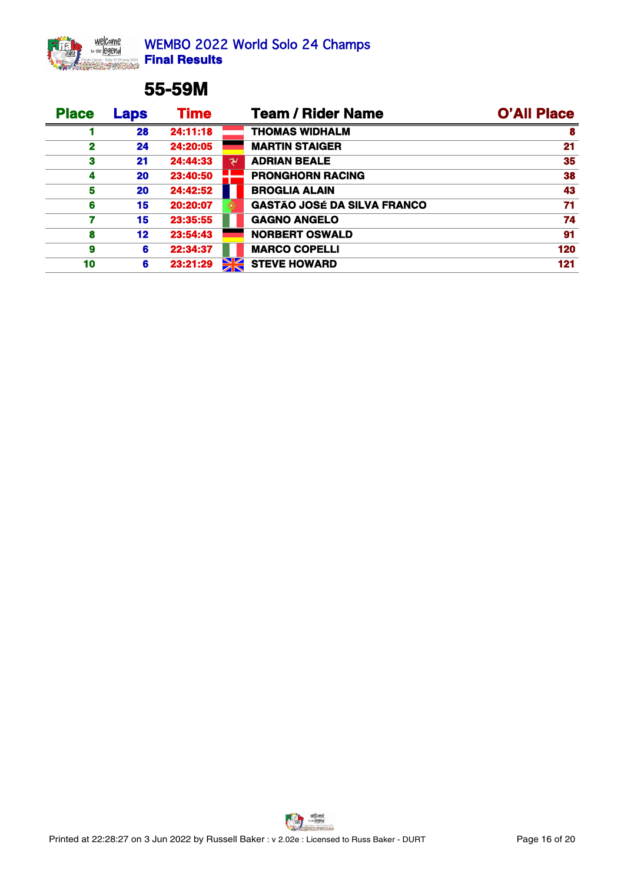WEMBO 2022 World Solo 24 Champs

**Final Results**

## 55-59M

| Place | Laps | Time | Team / Rider Name | O'All Place |
|---|---|---|---|---|
| 1 | 28 | 24:11:18 | THOMAS WIDHALM | 8 |
| 2 | 24 | 24:20:05 | MARTIN STAIGER | 21 |
| 3 | 21 | 24:44:33 | ADRIAN BEALE | 35 |
| 4 | 20 | 23:40:50 | PRONGHORN RACING | 38 |
| 5 | 20 | 24:42:52 | BROGLIA ALAIN | 43 |
| 6 | 15 | 20:20:07 | GASTÃO JOSÉ DA SILVA FRANCO | 71 |
| 7 | 15 | 23:35:55 | GAGNO ANGELO | 74 |
| 8 | 12 | 23:54:43 | NORBERT OSWALD | 91 |
| 9 | 6 | 22:34:37 | MARCO COPELLI | 120 |
| 10 | 6 | 23:21:29 | STEVE HOWARD | 121 |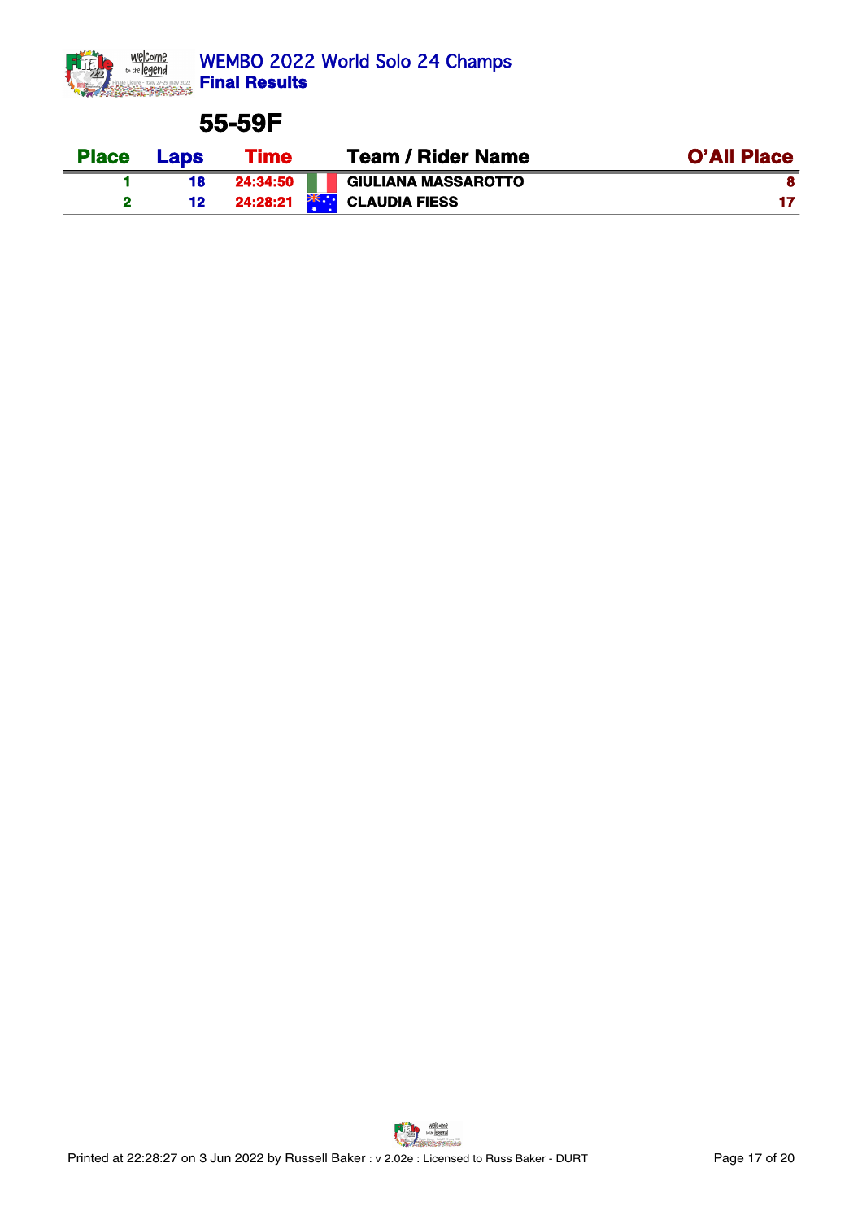WEMBO 2022 World Solo 24 Champs
**Final Results**

## 55-59F

| Place | Laps | Time | Team / Rider Name | O'All Place |
|---|---|---|---|---|
| 1 | 18 | 24:34:50 | GIULIANA MASSAROTTO | 8 |
| 2 | 12 | 24:28:21 | CLAUDIA FIESS | 17 |

Printed at 22:28:27 on 3 Jun 2022 by Russell Baker : v 2.02e : Licensed to Russ Baker - DURT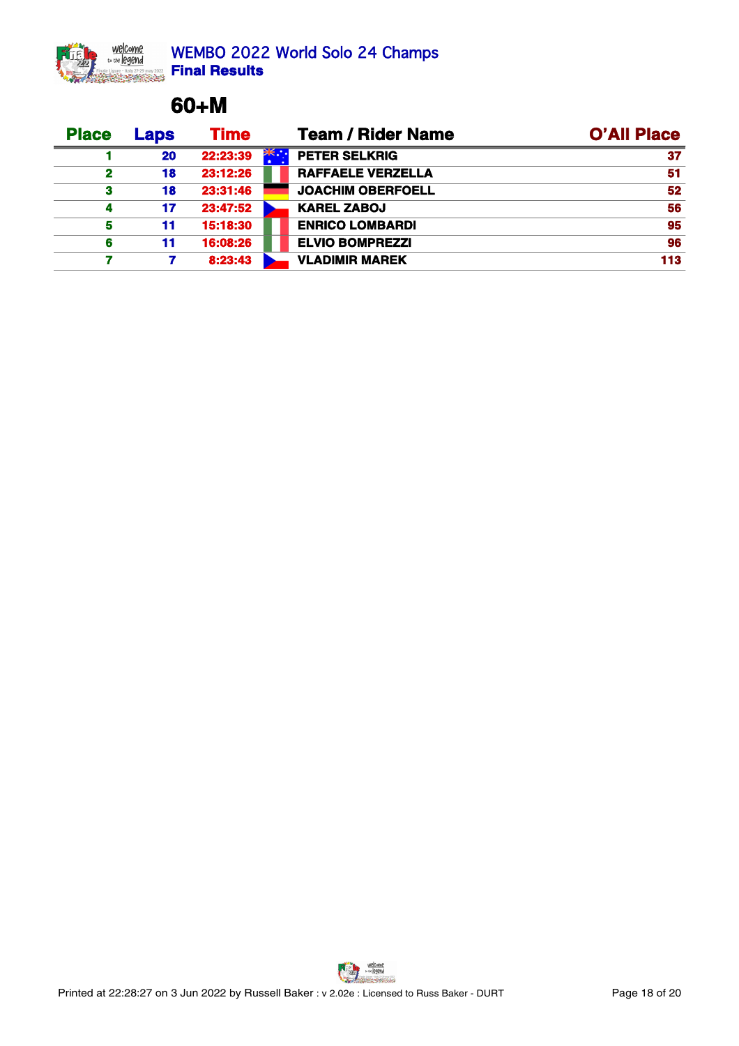# WEMBO 2022 World Solo 24 Champs

**Final Results**

## 60+M

| Place | Laps | Time | | Team / Rider Name | O'All Place |
|---|---|---|---|---|---|
| 1 | 20 | 22:23:39 | | PETER SELKRIG | 37 |
| 2 | 18 | 23:12:26 | | RAFFAELE VERZELLA | 51 |
| 3 | 18 | 23:31:46 | | JOACHIM OBERFOELL | 52 |
| 4 | 17 | 23:47:52 | | KAREL ZABOJ | 56 |
| 5 | 11 | 15:18:30 | | ENRICO LOMBARDI | 95 |
| 6 | 11 | 16:08:26 | | ELVIO BOMPREZZI | 96 |
| 7 | 7 | 8:23:43 | | VLADIMIR MAREK | 113 |

Printed at 22:28:27 on 3 Jun 2022 by Russell Baker : v 2.02e : Licensed to Russ Baker - DURT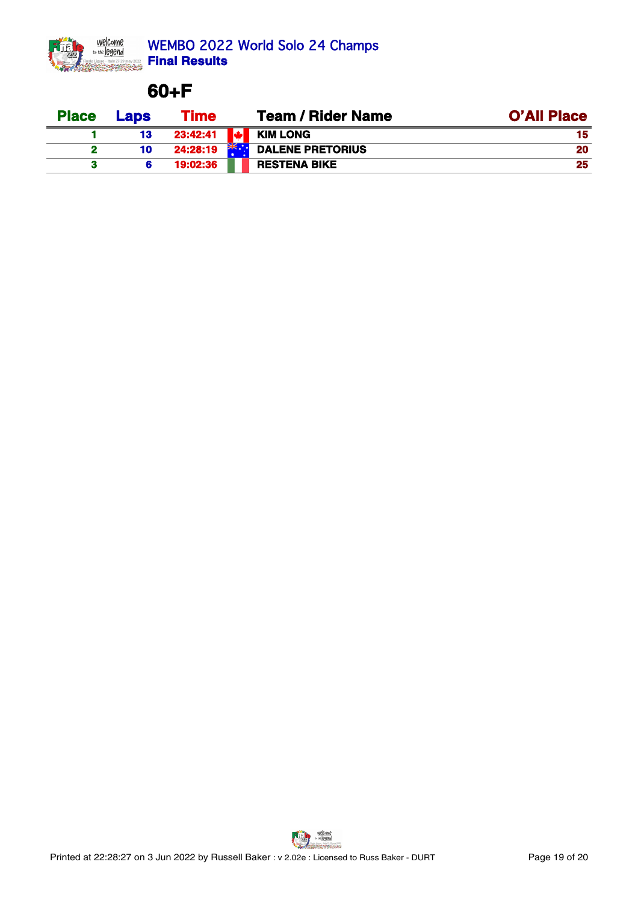WEMBO 2022 World Solo 24 Champs

**Final Results**

## 60+F

| Place | Laps | Time | | Team / Rider Name | O'All Place |
|---|---|---|---|---|---|
| 1 | 13 | 23:42:41 | | KIM LONG | 15 |
| 2 | 10 | 24:28:19 | | DALENE PRETORIUS | 20 |
| 3 | 6 | 19:02:36 | | RESTENA BIKE | 25 |

Printed at 22:28:27 on 3 Jun 2022 by Russell Baker : v 2.02e : Licensed to Russ Baker - DURT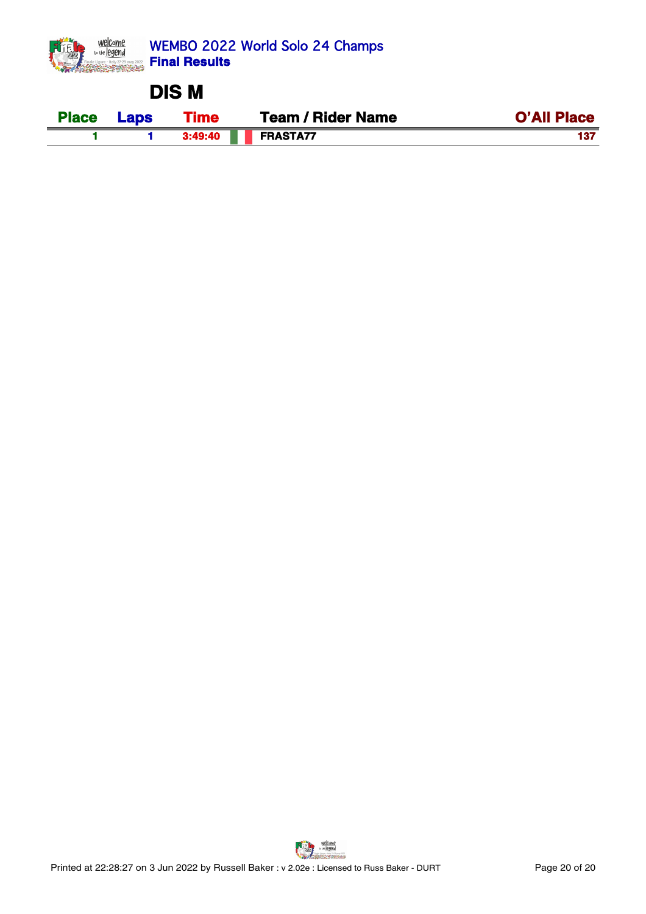# WEMBO 2022 World Solo 24 Champs

**Final Results**

## DIS M

| Place | Laps | Time | Team / Rider Name | O'All Place |
|---|---|---|---|---|
| 1 | 1 | 3:49:40 | FRASTA77 | 137 |

Printed at 22:28:27 on 3 Jun 2022 by Russell Baker : v 2.02e : Licensed to Russ Baker - DURT